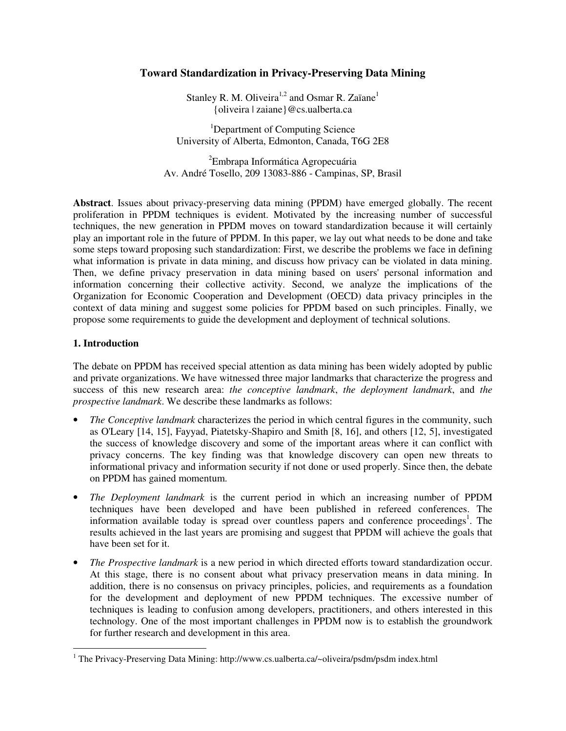# Toward Standardization in Privacy-Preserving Data Mining

Stanley R. M. Oliveira[1,2] and Osmar R. Zaïane[1]
{oliveira | zaiane}@cs.ualberta.ca

[1]Department of Computing Science
University of Alberta, Edmonton, Canada, T6G 2E8

[2]Embrapa Informática Agropecuária
Av. André Tosello, 209 13083-886 - Campinas, SP, Brasil

**Abstract**. Issues about privacy-preserving data mining (PPDM) have emerged globally. The recent proliferation in PPDM techniques is evident. Motivated by the increasing number of successful techniques, the new generation in PPDM moves on toward standardization because it will certainly play an important role in the future of PPDM. In this paper, we lay out what needs to be done and take some steps toward proposing such standardization: First, we describe the problems we face in defining what information is private in data mining, and discuss how privacy can be violated in data mining. Then, we define privacy preservation in data mining based on users' personal information and information concerning their collective activity. Second, we analyze the implications of the Organization for Economic Cooperation and Development (OECD) data privacy principles in the context of data mining and suggest some policies for PPDM based on such principles. Finally, we propose some requirements to guide the development and deployment of technical solutions.

## 1. Introduction

The debate on PPDM has received special attention as data mining has been widely adopted by public and private organizations. We have witnessed three major landmarks that characterize the progress and success of this new research area: *the conceptive landmark*, *the deployment landmark*, and *the prospective landmark*. We describe these landmarks as follows:

- *The Conceptive landmark* characterizes the period in which central figures in the community, such as O'Leary [14, 15], Fayyad, Piatetsky-Shapiro and Smith [8, 16], and others [12, 5], investigated the success of knowledge discovery and some of the important areas where it can conflict with privacy concerns. The key finding was that knowledge discovery can open new threats to informational privacy and information security if not done or used properly. Since then, the debate on PPDM has gained momentum.
- *The Deployment landmark* is the current period in which an increasing number of PPDM techniques have been developed and have been published in refereed conferences. The information available today is spread over countless papers and conference proceedings[1]. The results achieved in the last years are promising and suggest that PPDM will achieve the goals that have been set for it.
- *The Prospective landmark* is a new period in which directed efforts toward standardization occur. At this stage, there is no consent about what privacy preservation means in data mining. In addition, there is no consensus on privacy principles, policies, and requirements as a foundation for the development and deployment of new PPDM techniques. The excessive number of techniques is leading to confusion among developers, practitioners, and others interested in this technology. One of the most important challenges in PPDM now is to establish the groundwork for further research and development in this area.

[1] The Privacy-Preserving Data Mining: http://www.cs.ualberta.ca/~oliveira/psdm/psdm index.html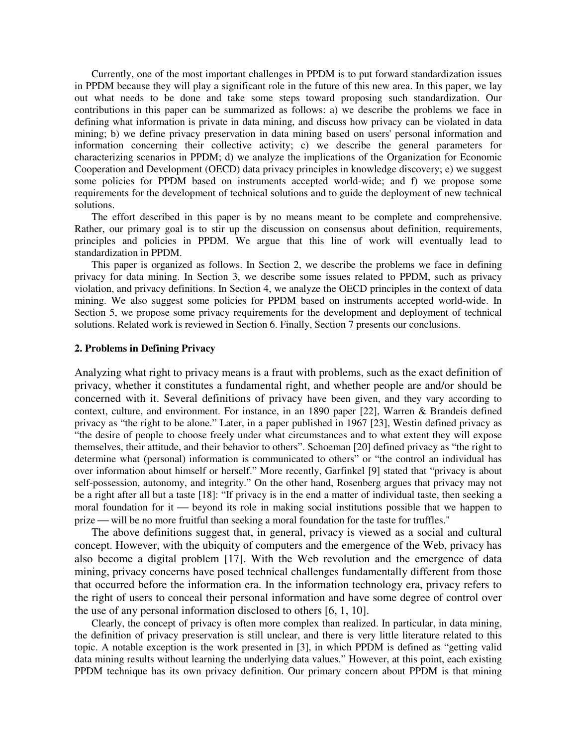Currently, one of the most important challenges in PPDM is to put forward standardization issues in PPDM because they will play a significant role in the future of this new area. In this paper, we lay out what needs to be done and take some steps toward proposing such standardization. Our contributions in this paper can be summarized as follows: a) we describe the problems we face in defining what information is private in data mining, and discuss how privacy can be violated in data mining; b) we define privacy preservation in data mining based on users' personal information and information concerning their collective activity; c) we describe the general parameters for characterizing scenarios in PPDM; d) we analyze the implications of the Organization for Economic Cooperation and Development (OECD) data privacy principles in knowledge discovery; e) we suggest some policies for PPDM based on instruments accepted world-wide; and f) we propose some requirements for the development of technical solutions and to guide the deployment of new technical solutions.

The effort described in this paper is by no means meant to be complete and comprehensive. Rather, our primary goal is to stir up the discussion on consensus about definition, requirements, principles and policies in PPDM. We argue that this line of work will eventually lead to standardization in PPDM.

This paper is organized as follows. In Section 2, we describe the problems we face in defining privacy for data mining. In Section 3, we describe some issues related to PPDM, such as privacy violation, and privacy definitions. In Section 4, we analyze the OECD principles in the context of data mining. We also suggest some policies for PPDM based on instruments accepted world-wide. In Section 5, we propose some privacy requirements for the development and deployment of technical solutions. Related work is reviewed in Section 6. Finally, Section 7 presents our conclusions.

## 2. Problems in Defining Privacy

Analyzing what right to privacy means is a fraut with problems, such as the exact definition of privacy, whether it constitutes a fundamental right, and whether people are and/or should be concerned with it. Several definitions of privacy have been given, and they vary according to context, culture, and environment. For instance, in an 1890 paper [22], Warren & Brandeis defined privacy as "the right to be alone." Later, in a paper published in 1967 [23], Westin defined privacy as "the desire of people to choose freely under what circumstances and to what extent they will expose themselves, their attitude, and their behavior to others". Schoeman [20] defined privacy as "the right to determine what (personal) information is communicated to others" or "the control an individual has over information about himself or herself." More recently, Garfinkel [9] stated that "privacy is about self-possession, autonomy, and integrity." On the other hand, Rosenberg argues that privacy may not be a right after all but a taste [18]: "If privacy is in the end a matter of individual taste, then seeking a moral foundation for it — beyond its role in making social institutions possible that we happen to prize — will be no more fruitful than seeking a moral foundation for the taste for truffles."

The above definitions suggest that, in general, privacy is viewed as a social and cultural concept. However, with the ubiquity of computers and the emergence of the Web, privacy has also become a digital problem [17]. With the Web revolution and the emergence of data mining, privacy concerns have posed technical challenges fundamentally different from those that occurred before the information era. In the information technology era, privacy refers to the right of users to conceal their personal information and have some degree of control over the use of any personal information disclosed to others [6, 1, 10].

Clearly, the concept of privacy is often more complex than realized. In particular, in data mining, the definition of privacy preservation is still unclear, and there is very little literature related to this topic. A notable exception is the work presented in [3], in which PPDM is defined as "getting valid data mining results without learning the underlying data values." However, at this point, each existing PPDM technique has its own privacy definition. Our primary concern about PPDM is that mining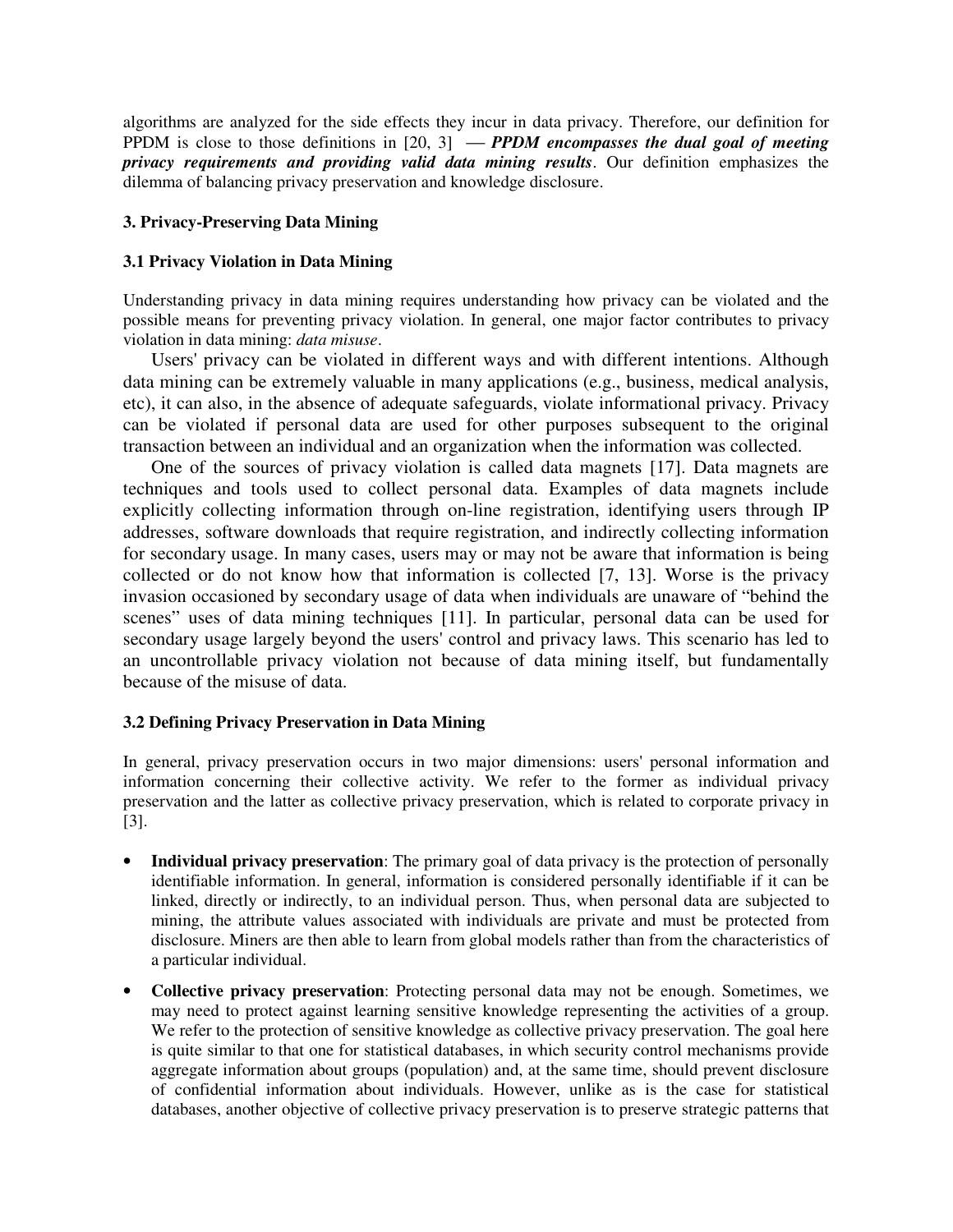algorithms are analyzed for the side effects they incur in data privacy. Therefore, our definition for PPDM is close to those definitions in [20, 3] — ***PPDM encompasses the dual goal of meeting privacy requirements and providing valid data mining results***. Our definition emphasizes the dilemma of balancing privacy preservation and knowledge disclosure.

## 3. Privacy-Preserving Data Mining

### 3.1 Privacy Violation in Data Mining

Understanding privacy in data mining requires understanding how privacy can be violated and the possible means for preventing privacy violation. In general, one major factor contributes to privacy violation in data mining: *data misuse*.

Users' privacy can be violated in different ways and with different intentions. Although data mining can be extremely valuable in many applications (e.g., business, medical analysis, etc), it can also, in the absence of adequate safeguards, violate informational privacy. Privacy can be violated if personal data are used for other purposes subsequent to the original transaction between an individual and an organization when the information was collected.

One of the sources of privacy violation is called data magnets [17]. Data magnets are techniques and tools used to collect personal data. Examples of data magnets include explicitly collecting information through on-line registration, identifying users through IP addresses, software downloads that require registration, and indirectly collecting information for secondary usage. In many cases, users may or may not be aware that information is being collected or do not know how that information is collected [7, 13]. Worse is the privacy invasion occasioned by secondary usage of data when individuals are unaware of "behind the scenes" uses of data mining techniques [11]. In particular, personal data can be used for secondary usage largely beyond the users' control and privacy laws. This scenario has led to an uncontrollable privacy violation not because of data mining itself, but fundamentally because of the misuse of data.

### 3.2 Defining Privacy Preservation in Data Mining

In general, privacy preservation occurs in two major dimensions: users' personal information and information concerning their collective activity. We refer to the former as individual privacy preservation and the latter as collective privacy preservation, which is related to corporate privacy in [3].

- **Individual privacy preservation**: The primary goal of data privacy is the protection of personally identifiable information. In general, information is considered personally identifiable if it can be linked, directly or indirectly, to an individual person. Thus, when personal data are subjected to mining, the attribute values associated with individuals are private and must be protected from disclosure. Miners are then able to learn from global models rather than from the characteristics of a particular individual.
- **Collective privacy preservation**: Protecting personal data may not be enough. Sometimes, we may need to protect against learning sensitive knowledge representing the activities of a group. We refer to the protection of sensitive knowledge as collective privacy preservation. The goal here is quite similar to that one for statistical databases, in which security control mechanisms provide aggregate information about groups (population) and, at the same time, should prevent disclosure of confidential information about individuals. However, unlike as is the case for statistical databases, another objective of collective privacy preservation is to preserve strategic patterns that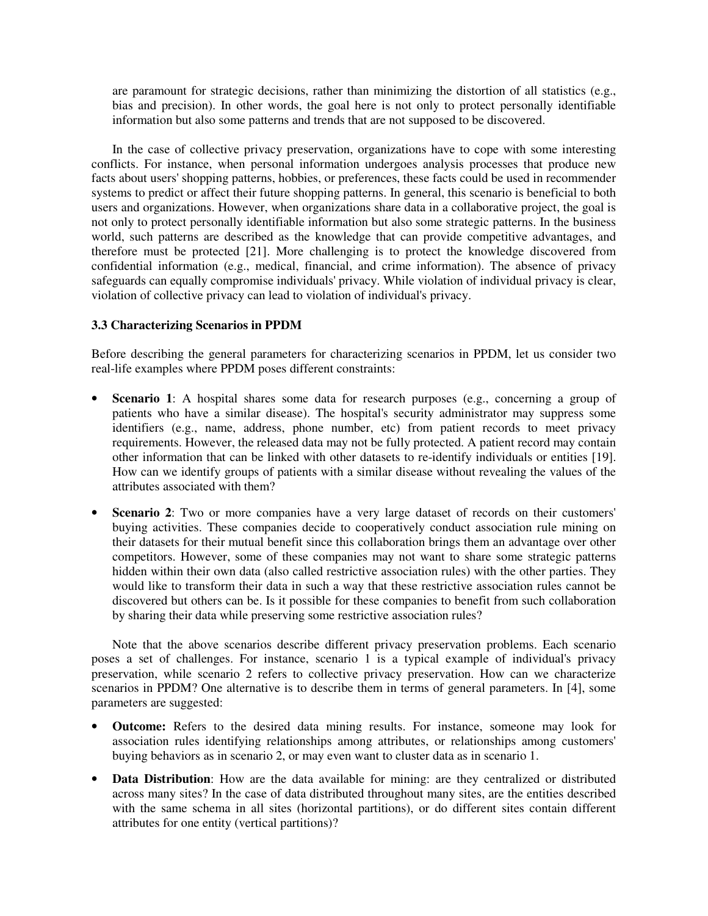are paramount for strategic decisions, rather than minimizing the distortion of all statistics (e.g., bias and precision). In other words, the goal here is not only to protect personally identifiable information but also some patterns and trends that are not supposed to be discovered.

In the case of collective privacy preservation, organizations have to cope with some interesting conflicts. For instance, when personal information undergoes analysis processes that produce new facts about users' shopping patterns, hobbies, or preferences, these facts could be used in recommender systems to predict or affect their future shopping patterns. In general, this scenario is beneficial to both users and organizations. However, when organizations share data in a collaborative project, the goal is not only to protect personally identifiable information but also some strategic patterns. In the business world, such patterns are described as the knowledge that can provide competitive advantages, and therefore must be protected [21]. More challenging is to protect the knowledge discovered from confidential information (e.g., medical, financial, and crime information). The absence of privacy safeguards can equally compromise individuals' privacy. While violation of individual privacy is clear, violation of collective privacy can lead to violation of individual's privacy.

### 3.3 Characterizing Scenarios in PPDM

Before describing the general parameters for characterizing scenarios in PPDM, let us consider two real-life examples where PPDM poses different constraints:

- **Scenario 1**: A hospital shares some data for research purposes (e.g., concerning a group of patients who have a similar disease). The hospital's security administrator may suppress some identifiers (e.g., name, address, phone number, etc) from patient records to meet privacy requirements. However, the released data may not be fully protected. A patient record may contain other information that can be linked with other datasets to re-identify individuals or entities [19]. How can we identify groups of patients with a similar disease without revealing the values of the attributes associated with them?

- **Scenario 2**: Two or more companies have a very large dataset of records on their customers' buying activities. These companies decide to cooperatively conduct association rule mining on their datasets for their mutual benefit since this collaboration brings them an advantage over other competitors. However, some of these companies may not want to share some strategic patterns hidden within their own data (also called restrictive association rules) with the other parties. They would like to transform their data in such a way that these restrictive association rules cannot be discovered but others can be. Is it possible for these companies to benefit from such collaboration by sharing their data while preserving some restrictive association rules?

Note that the above scenarios describe different privacy preservation problems. Each scenario poses a set of challenges. For instance, scenario 1 is a typical example of individual's privacy preservation, while scenario 2 refers to collective privacy preservation. How can we characterize scenarios in PPDM? One alternative is to describe them in terms of general parameters. In [4], some parameters are suggested:

- **Outcome:** Refers to the desired data mining results. For instance, someone may look for association rules identifying relationships among attributes, or relationships among customers' buying behaviors as in scenario 2, or may even want to cluster data as in scenario 1.

- **Data Distribution**: How are the data available for mining: are they centralized or distributed across many sites? In the case of data distributed throughout many sites, are the entities described with the same schema in all sites (horizontal partitions), or do different sites contain different attributes for one entity (vertical partitions)?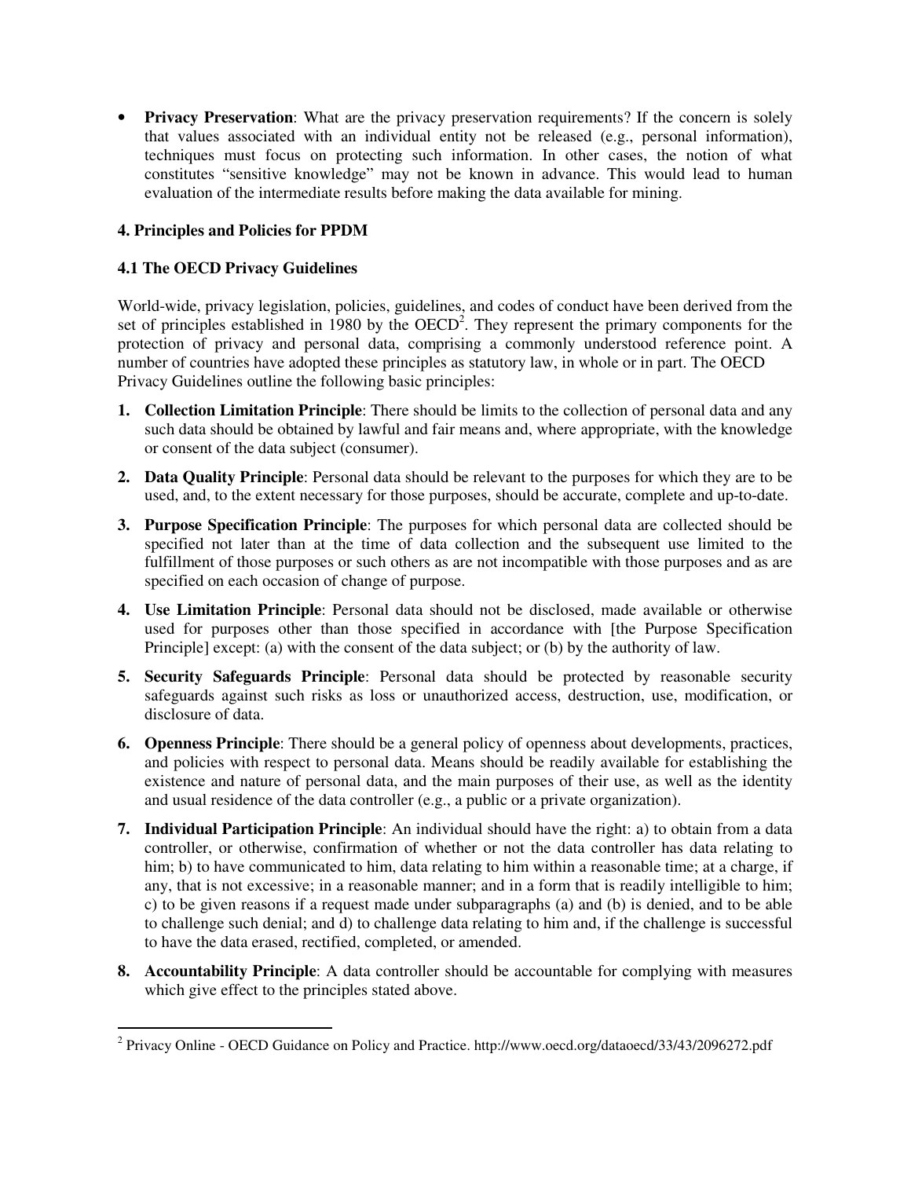- **Privacy Preservation**: What are the privacy preservation requirements? If the concern is solely that values associated with an individual entity not be released (e.g., personal information), techniques must focus on protecting such information. In other cases, the notion of what constitutes "sensitive knowledge" may not be known in advance. This would lead to human evaluation of the intermediate results before making the data available for mining.

## 4. Principles and Policies for PPDM

### 4.1 The OECD Privacy Guidelines

World-wide, privacy legislation, policies, guidelines, and codes of conduct have been derived from the set of principles established in 1980 by the OECD[2]. They represent the primary components for the protection of privacy and personal data, comprising a commonly understood reference point. A number of countries have adopted these principles as statutory law, in whole or in part. The OECD Privacy Guidelines outline the following basic principles:

1. **Collection Limitation Principle**: There should be limits to the collection of personal data and any such data should be obtained by lawful and fair means and, where appropriate, with the knowledge or consent of the data subject (consumer).
2. **Data Quality Principle**: Personal data should be relevant to the purposes for which they are to be used, and, to the extent necessary for those purposes, should be accurate, complete and up-to-date.
3. **Purpose Specification Principle**: The purposes for which personal data are collected should be specified not later than at the time of data collection and the subsequent use limited to the fulfillment of those purposes or such others as are not incompatible with those purposes and as are specified on each occasion of change of purpose.
4. **Use Limitation Principle**: Personal data should not be disclosed, made available or otherwise used for purposes other than those specified in accordance with [the Purpose Specification Principle] except: (a) with the consent of the data subject; or (b) by the authority of law.
5. **Security Safeguards Principle**: Personal data should be protected by reasonable security safeguards against such risks as loss or unauthorized access, destruction, use, modification, or disclosure of data.
6. **Openness Principle**: There should be a general policy of openness about developments, practices, and policies with respect to personal data. Means should be readily available for establishing the existence and nature of personal data, and the main purposes of their use, as well as the identity and usual residence of the data controller (e.g., a public or a private organization).
7. **Individual Participation Principle**: An individual should have the right: a) to obtain from a data controller, or otherwise, confirmation of whether or not the data controller has data relating to him; b) to have communicated to him, data relating to him within a reasonable time; at a charge, if any, that is not excessive; in a reasonable manner; and in a form that is readily intelligible to him; c) to be given reasons if a request made under subparagraphs (a) and (b) is denied, and to be able to challenge such denial; and d) to challenge data relating to him and, if the challenge is successful to have the data erased, rectified, completed, or amended.
8. **Accountability Principle**: A data controller should be accountable for complying with measures which give effect to the principles stated above.

---

[2] Privacy Online - OECD Guidance on Policy and Practice. http://www.oecd.org/dataoecd/33/43/2096272.pdf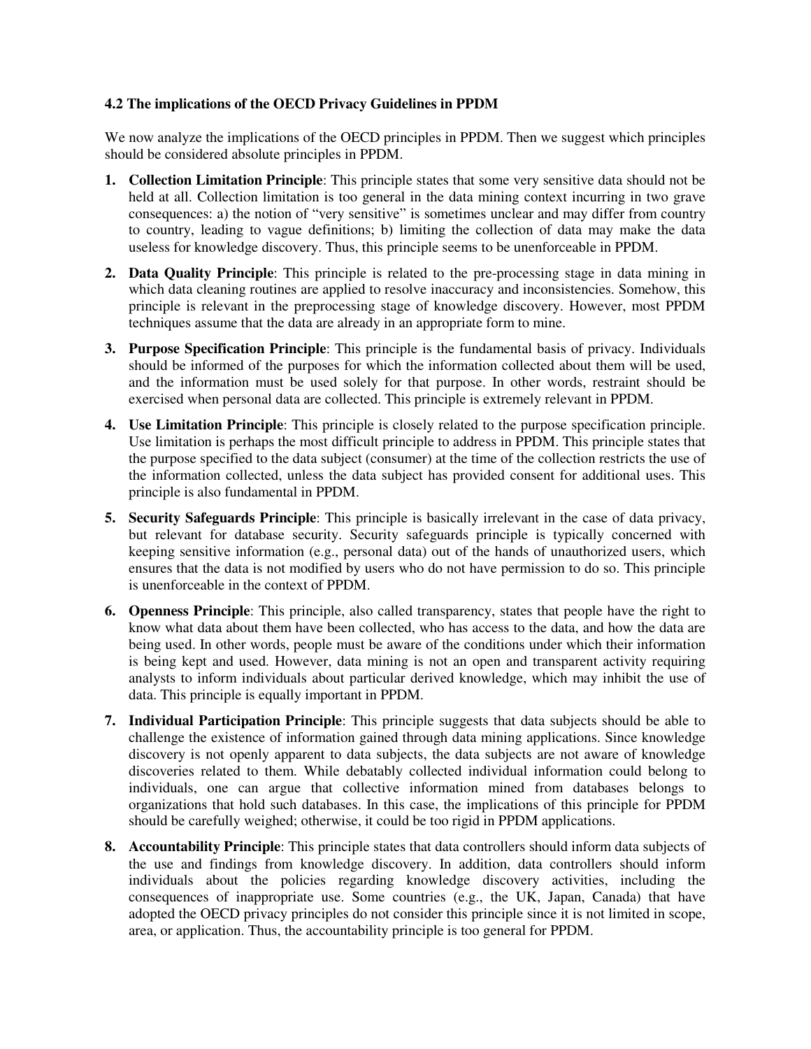### 4.2 The implications of the OECD Privacy Guidelines in PPDM

We now analyze the implications of the OECD principles in PPDM. Then we suggest which principles should be considered absolute principles in PPDM.

1. **Collection Limitation Principle**: This principle states that some very sensitive data should not be held at all. Collection limitation is too general in the data mining context incurring in two grave consequences: a) the notion of "very sensitive" is sometimes unclear and may differ from country to country, leading to vague definitions; b) limiting the collection of data may make the data useless for knowledge discovery. Thus, this principle seems to be unenforceable in PPDM.

2. **Data Quality Principle**: This principle is related to the pre-processing stage in data mining in which data cleaning routines are applied to resolve inaccuracy and inconsistencies. Somehow, this principle is relevant in the preprocessing stage of knowledge discovery. However, most PPDM techniques assume that the data are already in an appropriate form to mine.

3. **Purpose Specification Principle**: This principle is the fundamental basis of privacy. Individuals should be informed of the purposes for which the information collected about them will be used, and the information must be used solely for that purpose. In other words, restraint should be exercised when personal data are collected. This principle is extremely relevant in PPDM.

4. **Use Limitation Principle**: This principle is closely related to the purpose specification principle. Use limitation is perhaps the most difficult principle to address in PPDM. This principle states that the purpose specified to the data subject (consumer) at the time of the collection restricts the use of the information collected, unless the data subject has provided consent for additional uses. This principle is also fundamental in PPDM.

5. **Security Safeguards Principle**: This principle is basically irrelevant in the case of data privacy, but relevant for database security. Security safeguards principle is typically concerned with keeping sensitive information (e.g., personal data) out of the hands of unauthorized users, which ensures that the data is not modified by users who do not have permission to do so. This principle is unenforceable in the context of PPDM.

6. **Openness Principle**: This principle, also called transparency, states that people have the right to know what data about them have been collected, who has access to the data, and how the data are being used. In other words, people must be aware of the conditions under which their information is being kept and used. However, data mining is not an open and transparent activity requiring analysts to inform individuals about particular derived knowledge, which may inhibit the use of data. This principle is equally important in PPDM.

7. **Individual Participation Principle**: This principle suggests that data subjects should be able to challenge the existence of information gained through data mining applications. Since knowledge discovery is not openly apparent to data subjects, the data subjects are not aware of knowledge discoveries related to them. While debatably collected individual information could belong to individuals, one can argue that collective information mined from databases belongs to organizations that hold such databases. In this case, the implications of this principle for PPDM should be carefully weighed; otherwise, it could be too rigid in PPDM applications.

8. **Accountability Principle**: This principle states that data controllers should inform data subjects of the use and findings from knowledge discovery. In addition, data controllers should inform individuals about the policies regarding knowledge discovery activities, including the consequences of inappropriate use. Some countries (e.g., the UK, Japan, Canada) that have adopted the OECD privacy principles do not consider this principle since it is not limited in scope, area, or application. Thus, the accountability principle is too general for PPDM.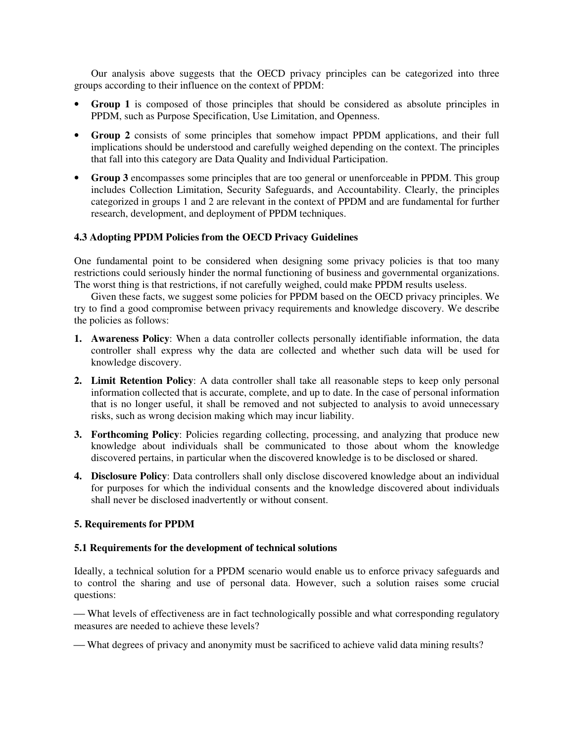Our analysis above suggests that the OECD privacy principles can be categorized into three groups according to their influence on the context of PPDM:

- **Group 1** is composed of those principles that should be considered as absolute principles in PPDM, such as Purpose Specification, Use Limitation, and Openness.
- **Group 2** consists of some principles that somehow impact PPDM applications, and their full implications should be understood and carefully weighed depending on the context. The principles that fall into this category are Data Quality and Individual Participation.
- **Group 3** encompasses some principles that are too general or unenforceable in PPDM. This group includes Collection Limitation, Security Safeguards, and Accountability. Clearly, the principles categorized in groups 1 and 2 are relevant in the context of PPDM and are fundamental for further research, development, and deployment of PPDM techniques.

### 4.3 Adopting PPDM Policies from the OECD Privacy Guidelines

One fundamental point to be considered when designing some privacy policies is that too many restrictions could seriously hinder the normal functioning of business and governmental organizations. The worst thing is that restrictions, if not carefully weighed, could make PPDM results useless.

Given these facts, we suggest some policies for PPDM based on the OECD privacy principles. We try to find a good compromise between privacy requirements and knowledge discovery. We describe the policies as follows:

1. **Awareness Policy**: When a data controller collects personally identifiable information, the data controller shall express why the data are collected and whether such data will be used for knowledge discovery.
2. **Limit Retention Policy**: A data controller shall take all reasonable steps to keep only personal information collected that is accurate, complete, and up to date. In the case of personal information that is no longer useful, it shall be removed and not subjected to analysis to avoid unnecessary risks, such as wrong decision making which may incur liability.
3. **Forthcoming Policy**: Policies regarding collecting, processing, and analyzing that produce new knowledge about individuals shall be communicated to those about whom the knowledge discovered pertains, in particular when the discovered knowledge is to be disclosed or shared.
4. **Disclosure Policy**: Data controllers shall only disclose discovered knowledge about an individual for purposes for which the individual consents and the knowledge discovered about individuals shall never be disclosed inadvertently or without consent.

## 5. Requirements for PPDM

### 5.1 Requirements for the development of technical solutions

Ideally, a technical solution for a PPDM scenario would enable us to enforce privacy safeguards and to control the sharing and use of personal data. However, such a solution raises some crucial questions:

— What levels of effectiveness are in fact technologically possible and what corresponding regulatory measures are needed to achieve these levels?

— What degrees of privacy and anonymity must be sacrificed to achieve valid data mining results?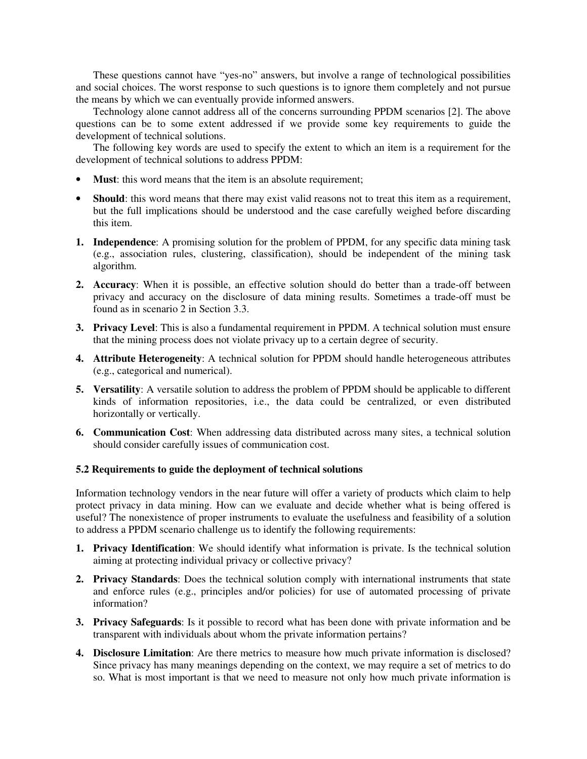These questions cannot have "yes-no" answers, but involve a range of technological possibilities and social choices. The worst response to such questions is to ignore them completely and not pursue the means by which we can eventually provide informed answers.

Technology alone cannot address all of the concerns surrounding PPDM scenarios [2]. The above questions can be to some extent addressed if we provide some key requirements to guide the development of technical solutions.

The following key words are used to specify the extent to which an item is a requirement for the development of technical solutions to address PPDM:

- **Must**: this word means that the item is an absolute requirement;
- **Should**: this word means that there may exist valid reasons not to treat this item as a requirement, but the full implications should be understood and the case carefully weighed before discarding this item.

1. **Independence**: A promising solution for the problem of PPDM, for any specific data mining task (e.g., association rules, clustering, classification), should be independent of the mining task algorithm.
2. **Accuracy**: When it is possible, an effective solution should do better than a trade-off between privacy and accuracy on the disclosure of data mining results. Sometimes a trade-off must be found as in scenario 2 in Section 3.3.
3. **Privacy Level**: This is also a fundamental requirement in PPDM. A technical solution must ensure that the mining process does not violate privacy up to a certain degree of security.
4. **Attribute Heterogeneity**: A technical solution for PPDM should handle heterogeneous attributes (e.g., categorical and numerical).
5. **Versatility**: A versatile solution to address the problem of PPDM should be applicable to different kinds of information repositories, i.e., the data could be centralized, or even distributed horizontally or vertically.
6. **Communication Cost**: When addressing data distributed across many sites, a technical solution should consider carefully issues of communication cost.

### 5.2 Requirements to guide the deployment of technical solutions

Information technology vendors in the near future will offer a variety of products which claim to help protect privacy in data mining. How can we evaluate and decide whether what is being offered is useful? The nonexistence of proper instruments to evaluate the usefulness and feasibility of a solution to address a PPDM scenario challenge us to identify the following requirements:

1. **Privacy Identification**: We should identify what information is private. Is the technical solution aiming at protecting individual privacy or collective privacy?
2. **Privacy Standards**: Does the technical solution comply with international instruments that state and enforce rules (e.g., principles and/or policies) for use of automated processing of private information?
3. **Privacy Safeguards**: Is it possible to record what has been done with private information and be transparent with individuals about whom the private information pertains?
4. **Disclosure Limitation**: Are there metrics to measure how much private information is disclosed? Since privacy has many meanings depending on the context, we may require a set of metrics to do so. What is most important is that we need to measure not only how much private information is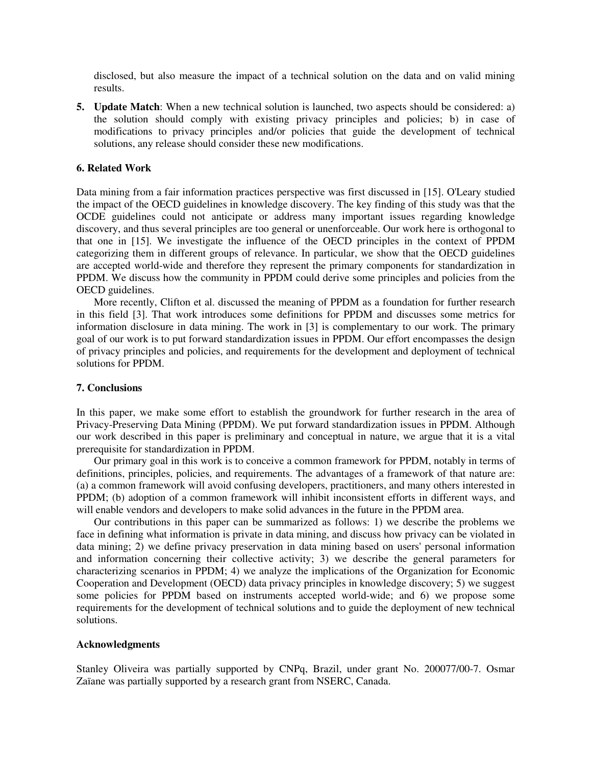disclosed, but also measure the impact of a technical solution on the data and on valid mining results.

5. **Update Match**: When a new technical solution is launched, two aspects should be considered: a) the solution should comply with existing privacy principles and policies; b) in case of modifications to privacy principles and/or policies that guide the development of technical solutions, any release should consider these new modifications.

### 6. Related Work

Data mining from a fair information practices perspective was first discussed in [15]. O'Leary studied the impact of the OECD guidelines in knowledge discovery. The key finding of this study was that the OCDE guidelines could not anticipate or address many important issues regarding knowledge discovery, and thus several principles are too general or unenforceable. Our work here is orthogonal to that one in [15]. We investigate the influence of the OECD principles in the context of PPDM categorizing them in different groups of relevance. In particular, we show that the OECD guidelines are accepted world-wide and therefore they represent the primary components for standardization in PPDM. We discuss how the community in PPDM could derive some principles and policies from the OECD guidelines.

More recently, Clifton et al. discussed the meaning of PPDM as a foundation for further research in this field [3]. That work introduces some definitions for PPDM and discusses some metrics for information disclosure in data mining. The work in [3] is complementary to our work. The primary goal of our work is to put forward standardization issues in PPDM. Our effort encompasses the design of privacy principles and policies, and requirements for the development and deployment of technical solutions for PPDM.

### 7. Conclusions

In this paper, we make some effort to establish the groundwork for further research in the area of Privacy-Preserving Data Mining (PPDM). We put forward standardization issues in PPDM. Although our work described in this paper is preliminary and conceptual in nature, we argue that it is a vital prerequisite for standardization in PPDM.

Our primary goal in this work is to conceive a common framework for PPDM, notably in terms of definitions, principles, policies, and requirements. The advantages of a framework of that nature are: (a) a common framework will avoid confusing developers, practitioners, and many others interested in PPDM; (b) adoption of a common framework will inhibit inconsistent efforts in different ways, and will enable vendors and developers to make solid advances in the future in the PPDM area.

Our contributions in this paper can be summarized as follows: 1) we describe the problems we face in defining what information is private in data mining, and discuss how privacy can be violated in data mining; 2) we define privacy preservation in data mining based on users' personal information and information concerning their collective activity; 3) we describe the general parameters for characterizing scenarios in PPDM; 4) we analyze the implications of the Organization for Economic Cooperation and Development (OECD) data privacy principles in knowledge discovery; 5) we suggest some policies for PPDM based on instruments accepted world-wide; and 6) we propose some requirements for the development of technical solutions and to guide the deployment of new technical solutions.

### Acknowledgments

Stanley Oliveira was partially supported by CNPq, Brazil, under grant No. 200077/00-7. Osmar Zaïane was partially supported by a research grant from NSERC, Canada.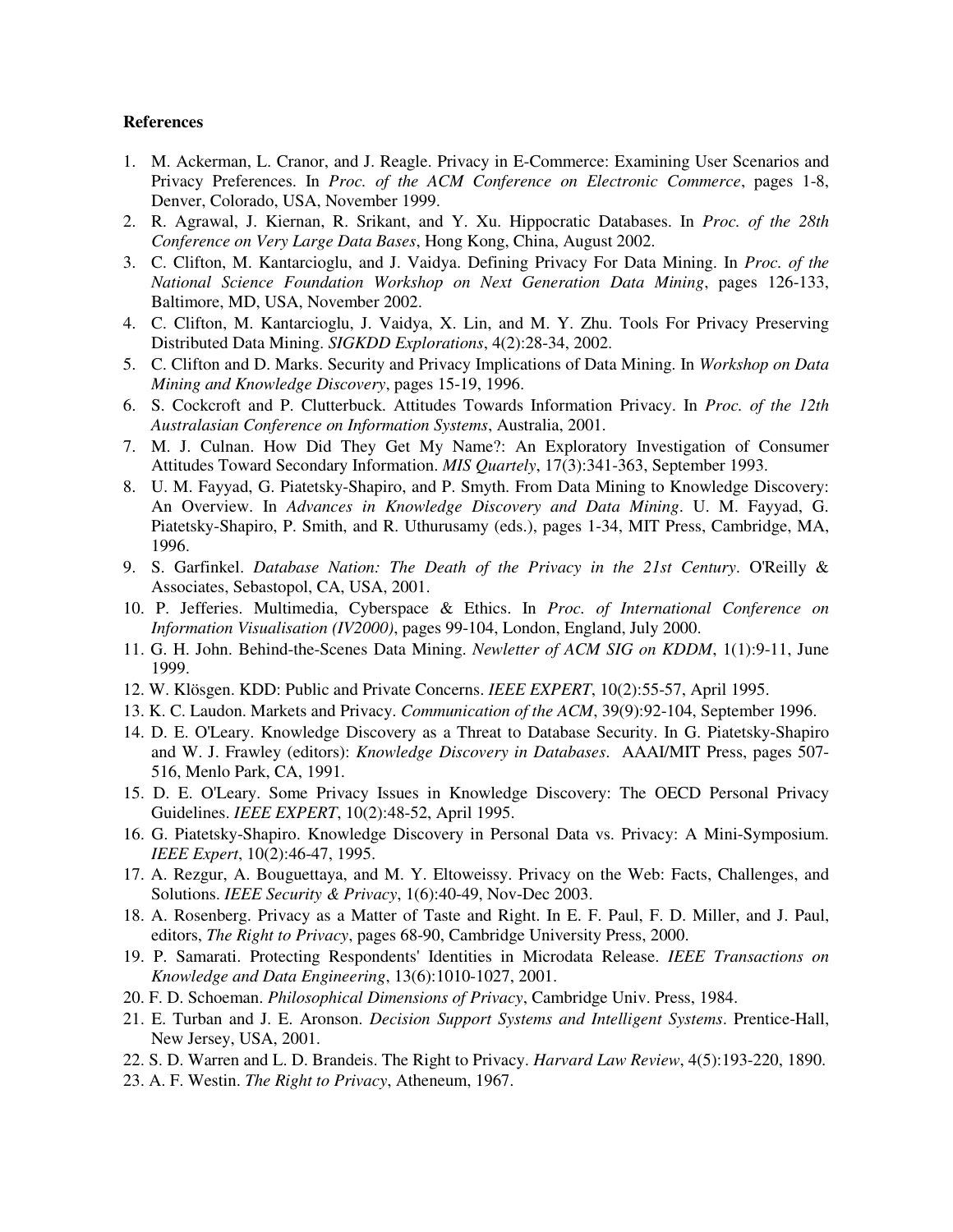**References**

1. M. Ackerman, L. Cranor, and J. Reagle. Privacy in E-Commerce: Examining User Scenarios and Privacy Preferences. In *Proc. of the ACM Conference on Electronic Commerce*, pages 1-8, Denver, Colorado, USA, November 1999.
2. R. Agrawal, J. Kiernan, R. Srikant, and Y. Xu. Hippocratic Databases. In *Proc. of the 28th Conference on Very Large Data Bases*, Hong Kong, China, August 2002.
3. C. Clifton, M. Kantarcioglu, and J. Vaidya. Defining Privacy For Data Mining. In *Proc. of the National Science Foundation Workshop on Next Generation Data Mining*, pages 126-133, Baltimore, MD, USA, November 2002.
4. C. Clifton, M. Kantarcioglu, J. Vaidya, X. Lin, and M. Y. Zhu. Tools For Privacy Preserving Distributed Data Mining. *SIGKDD Explorations*, 4(2):28-34, 2002.
5. C. Clifton and D. Marks. Security and Privacy Implications of Data Mining. In *Workshop on Data Mining and Knowledge Discovery*, pages 15-19, 1996.
6. S. Cockcroft and P. Clutterbuck. Attitudes Towards Information Privacy. In *Proc. of the 12th Australasian Conference on Information Systems*, Australia, 2001.
7. M. J. Culnan. How Did They Get My Name?: An Exploratory Investigation of Consumer Attitudes Toward Secondary Information. *MIS Quartely*, 17(3):341-363, September 1993.
8. U. M. Fayyad, G. Piatetsky-Shapiro, and P. Smyth. From Data Mining to Knowledge Discovery: An Overview. In *Advances in Knowledge Discovery and Data Mining*. U. M. Fayyad, G. Piatetsky-Shapiro, P. Smith, and R. Uthurusamy (eds.), pages 1-34, MIT Press, Cambridge, MA, 1996.
9. S. Garfinkel. *Database Nation: The Death of the Privacy in the 21st Century*. O'Reilly & Associates, Sebastopol, CA, USA, 2001.
10. P. Jefferies. Multimedia, Cyberspace & Ethics. In *Proc. of International Conference on Information Visualisation (IV2000)*, pages 99-104, London, England, July 2000.
11. G. H. John. Behind-the-Scenes Data Mining. *Newletter of ACM SIG on KDDM*, 1(1):9-11, June 1999.
12. W. Klösgen. KDD: Public and Private Concerns. *IEEE EXPERT*, 10(2):55-57, April 1995.
13. K. C. Laudon. Markets and Privacy. *Communication of the ACM*, 39(9):92-104, September 1996.
14. D. E. O'Leary. Knowledge Discovery as a Threat to Database Security. In G. Piatetsky-Shapiro and W. J. Frawley (editors): *Knowledge Discovery in Databases*. AAAI/MIT Press, pages 507-516, Menlo Park, CA, 1991.
15. D. E. O'Leary. Some Privacy Issues in Knowledge Discovery: The OECD Personal Privacy Guidelines. *IEEE EXPERT*, 10(2):48-52, April 1995.
16. G. Piatetsky-Shapiro. Knowledge Discovery in Personal Data vs. Privacy: A Mini-Symposium. *IEEE Expert*, 10(2):46-47, 1995.
17. A. Rezgur, A. Bouguettaya, and M. Y. Eltoweissy. Privacy on the Web: Facts, Challenges, and Solutions. *IEEE Security & Privacy*, 1(6):40-49, Nov-Dec 2003.
18. A. Rosenberg. Privacy as a Matter of Taste and Right. In E. F. Paul, F. D. Miller, and J. Paul, editors, *The Right to Privacy*, pages 68-90, Cambridge University Press, 2000.
19. P. Samarati. Protecting Respondents' Identities in Microdata Release. *IEEE Transactions on Knowledge and Data Engineering*, 13(6):1010-1027, 2001.
20. F. D. Schoeman. *Philosophical Dimensions of Privacy*, Cambridge Univ. Press, 1984.
21. E. Turban and J. E. Aronson. *Decision Support Systems and Intelligent Systems*. Prentice-Hall, New Jersey, USA, 2001.
22. S. D. Warren and L. D. Brandeis. The Right to Privacy. *Harvard Law Review*, 4(5):193-220, 1890.
23. A. F. Westin. *The Right to Privacy*, Atheneum, 1967.